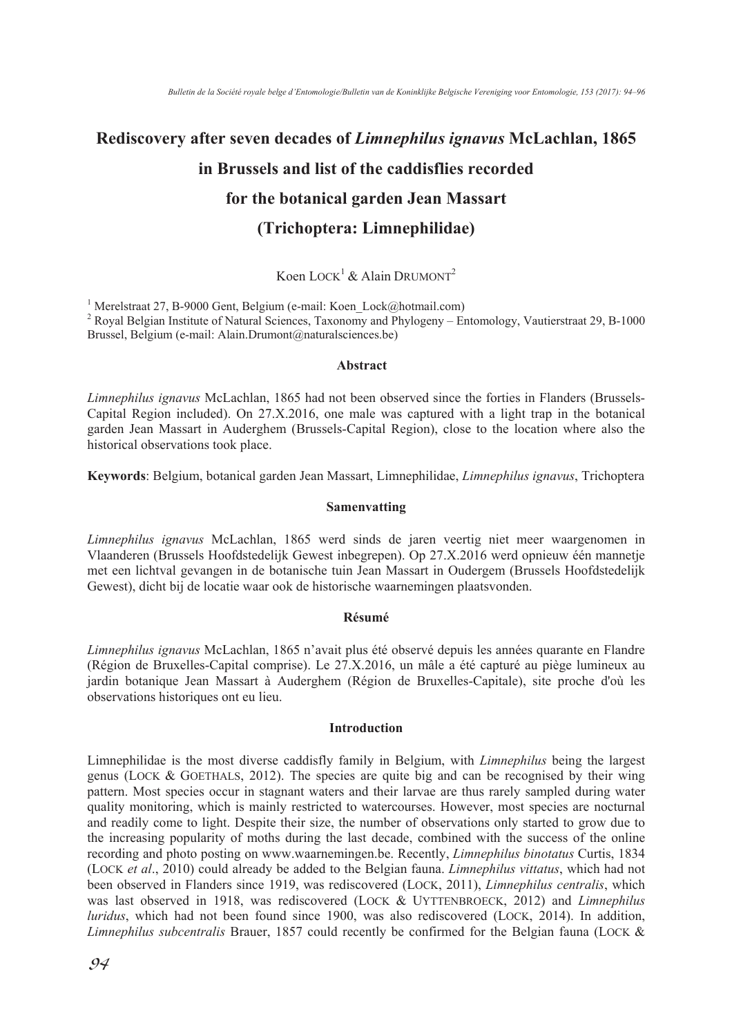# Rediscovery after seven decades of *Limnephilus ignavus* McLachlan, 1865 in Brussels and list of the caddisflies recorded for the botanical garden Jean Massart (Trichoptera: Limnephilidae)

Koen LOCK[1] & Alain DRUMONT[2]

[1] Merelstraat 27, B-9000 Gent, Belgium (e-mail: Koen_Lock@hotmail.com)
[2] Royal Belgian Institute of Natural Sciences, Taxonomy and Phylogeny – Entomology, Vautierstraat 29, B-1000 Brussel, Belgium (e-mail: Alain.Drumont@naturalsciences.be)

### Abstract

*Limnephilus ignavus* McLachlan, 1865 had not been observed since the forties in Flanders (Brussels-Capital Region included). On 27.X.2016, one male was captured with a light trap in the botanical garden Jean Massart in Auderghem (Brussels-Capital Region), close to the location where also the historical observations took place.

**Keywords**: Belgium, botanical garden Jean Massart, Limnephilidae, *Limnephilus ignavus*, Trichoptera

### Samenvatting

*Limnephilus ignavus* McLachlan, 1865 werd sinds de jaren veertig niet meer waargenomen in Vlaanderen (Brussels Hoofdstedelijk Gewest inbegrepen). Op 27.X.2016 werd opnieuw één mannetje met een lichtval gevangen in de botanische tuin Jean Massart in Oudergem (Brussels Hoofdstedelijk Gewest), dicht bij de locatie waar ook de historische waarnemingen plaatsvonden.

### Résumé

*Limnephilus ignavus* McLachlan, 1865 n'avait plus été observé depuis les années quarante en Flandre (Région de Bruxelles-Capital comprise). Le 27.X.2016, un mâle a été capturé au piège lumineux au jardin botanique Jean Massart à Auderghem (Région de Bruxelles-Capitale), site proche d'où les observations historiques ont eu lieu.

### Introduction

Limnephilidae is the most diverse caddisfly family in Belgium, with *Limnephilus* being the largest genus (LOCK & GOETHALS, 2012). The species are quite big and can be recognised by their wing pattern. Most species occur in stagnant waters and their larvae are thus rarely sampled during water quality monitoring, which is mainly restricted to watercourses. However, most species are nocturnal and readily come to light. Despite their size, the number of observations only started to grow due to the increasing popularity of moths during the last decade, combined with the success of the online recording and photo posting on www.waarnemingen.be. Recently, *Limnephilus binotatus* Curtis, 1834 (LOCK *et al*., 2010) could already be added to the Belgian fauna. *Limnephilus vittatus*, which had not been observed in Flanders since 1919, was rediscovered (LOCK, 2011), *Limnephilus centralis*, which was last observed in 1918, was rediscovered (LOCK & UYTTENBROECK, 2012) and *Limnephilus luridus*, which had not been found since 1900, was also rediscovered (LOCK, 2014). In addition, *Limnephilus subcentralis* Brauer, 1857 could recently be confirmed for the Belgian fauna (LOCK &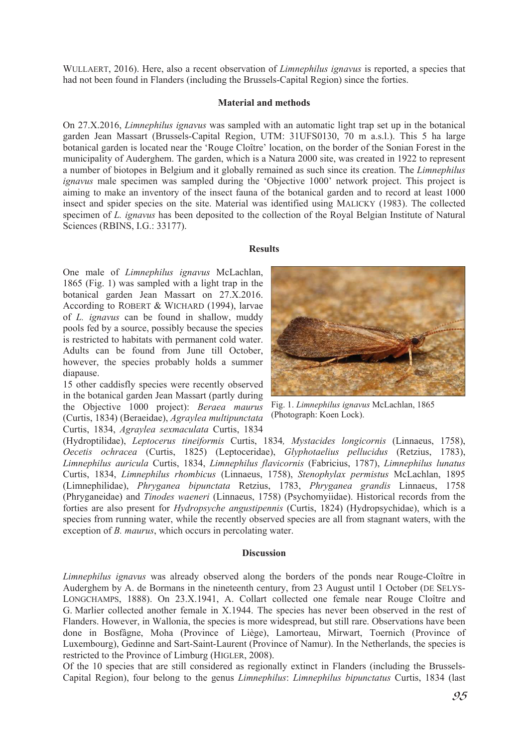WULLAERT, 2016). Here, also a recent observation of *Limnephilus ignavus* is reported, a species that had not been found in Flanders (including the Brussels-Capital Region) since the forties.

## Material and methods

On 27.X.2016, *Limnephilus ignavus* was sampled with an automatic light trap set up in the botanical garden Jean Massart (Brussels-Capital Region, UTM: 31UFS0130, 70 m a.s.l.). This 5 ha large botanical garden is located near the 'Rouge Cloître' location, on the border of the Sonian Forest in the municipality of Auderghem. The garden, which is a Natura 2000 site, was created in 1922 to represent a number of biotopes in Belgium and it globally remained as such since its creation. The *Limnephilus ignavus* male specimen was sampled during the 'Objective 1000' network project. This project is aiming to make an inventory of the insect fauna of the botanical garden and to record at least 1000 insect and spider species on the site. Material was identified using MALICKY (1983). The collected specimen of *L. ignavus* has been deposited to the collection of the Royal Belgian Institute of Natural Sciences (RBINS, I.G.: 33177).

## Results

One male of *Limnephilus ignavus* McLachlan, 1865 (Fig. 1) was sampled with a light trap in the botanical garden Jean Massart on 27.X.2016. According to ROBERT & WICHARD (1994), larvae of *L. ignavus* can be found in shallow, muddy pools fed by a source, possibly because the species is restricted to habitats with permanent cold water. Adults can be found from June till October, however, the species probably holds a summer diapause.

Fig. 1. *Limnephilus ignavus* McLachlan, 1865 (Photograph: Koen Lock).

15 other caddisfly species were recently observed in the botanical garden Jean Massart (partly during the Objective 1000 project): *Beraea maurus* (Curtis, 1834) (Beraeidae), *Agraylea multipunctata* Curtis, 1834, *Agraylea sexmaculata* Curtis, 1834 (Hydroptilidae), *Leptocerus tineiformis* Curtis, 1834, *Mystacides longicornis* (Linnaeus, 1758), *Oecetis ochracea* (Curtis, 1825) (Leptoceridae), *Glyphotaelius pellucidus* (Retzius, 1783), *Limnephilus auricula* Curtis, 1834, *Limnephilus flavicornis* (Fabricius, 1787), *Limnephilus lunatus* Curtis, 1834, *Limnephilus rhombicus* (Linnaeus, 1758), *Stenophylax permistus* McLachlan, 1895 (Limnephilidae), *Phryganea bipunctata* Retzius, 1783, *Phryganea grandis* Linnaeus, 1758 (Phryganeidae) and *Tinodes waeneri* (Linnaeus, 1758) (Psychomyiidae). Historical records from the forties are also present for *Hydropsyche angustipennis* (Curtis, 1824) (Hydropsychidae), which is a species from running water, while the recently observed species are all from stagnant waters, with the exception of *B. maurus*, which occurs in percolating water.

## Discussion

*Limnephilus ignavus* was already observed along the borders of the ponds near Rouge-Cloître in Auderghem by A. de Bormans in the nineteenth century, from 23 August until 1 October (DE SELYS-LONGCHAMPS, 1888). On 23.X.1941, A. Collart collected one female near Rouge Cloître and G. Marlier collected another female in X.1944. The species has never been observed in the rest of Flanders. However, in Wallonia, the species is more widespread, but still rare. Observations have been done in Bosfâgne, Moha (Province of Liège), Lamorteau, Mirwart, Toernich (Province of Luxembourg), Gedinne and Sart-Saint-Laurent (Province of Namur). In the Netherlands, the species is restricted to the Province of Limburg (HIGLER, 2008).

Of the 10 species that are still considered as regionally extinct in Flanders (including the Brussels-Capital Region), four belong to the genus *Limnephilus*: *Limnephilus bipunctatus* Curtis, 1834 (last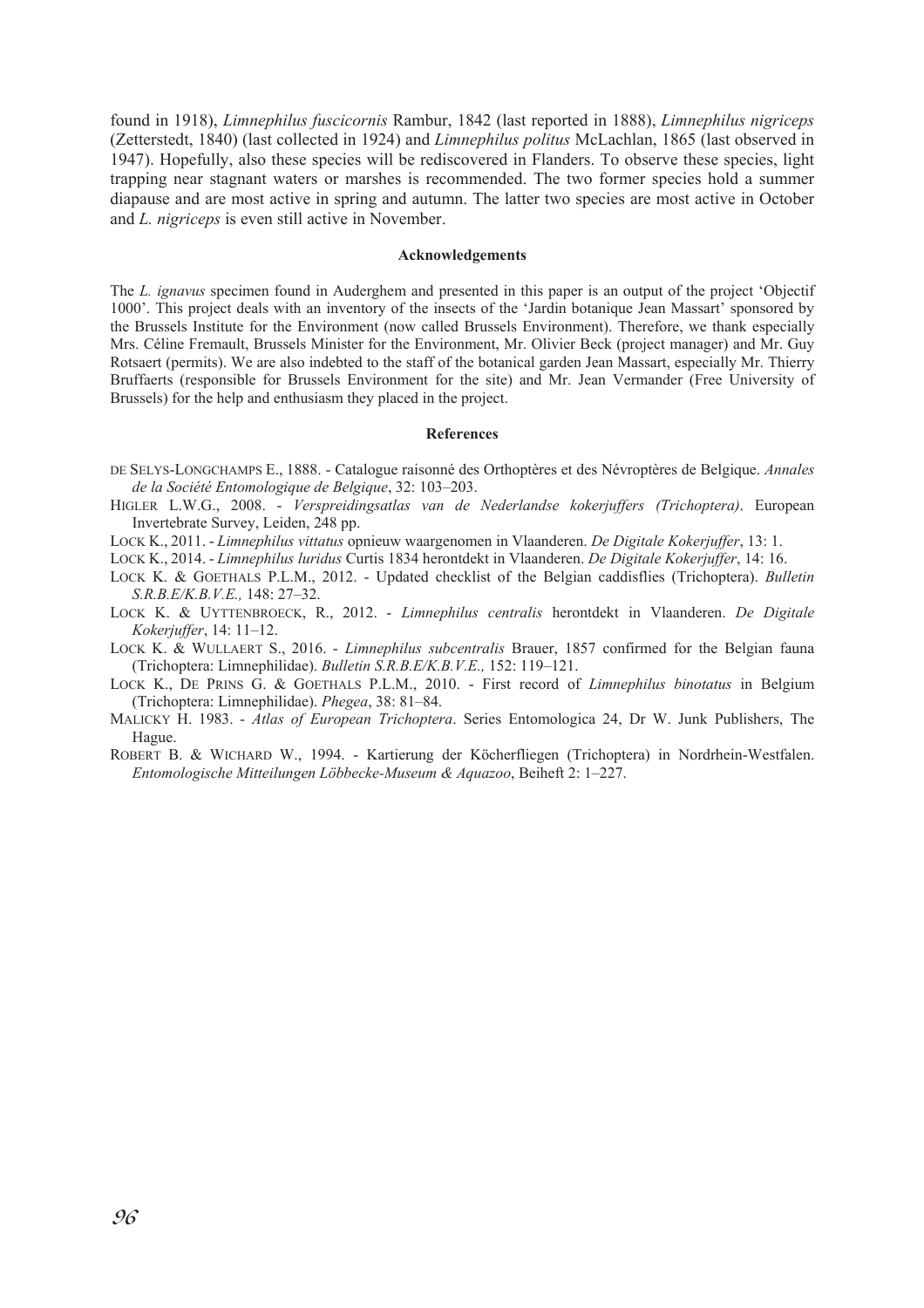found in 1918), *Limnephilus fuscicornis* Rambur, 1842 (last reported in 1888), *Limnephilus nigriceps* (Zetterstedt, 1840) (last collected in 1924) and *Limnephilus politus* McLachlan, 1865 (last observed in 1947). Hopefully, also these species will be rediscovered in Flanders. To observe these species, light trapping near stagnant waters or marshes is recommended. The two former species hold a summer diapause and are most active in spring and autumn. The latter two species are most active in October and *L. nigriceps* is even still active in November.

## Acknowledgements

The *L. ignavus* specimen found in Auderghem and presented in this paper is an output of the project 'Objectif 1000'. This project deals with an inventory of the insects of the 'Jardin botanique Jean Massart' sponsored by the Brussels Institute for the Environment (now called Brussels Environment). Therefore, we thank especially Mrs. Céline Fremault, Brussels Minister for the Environment, Mr. Olivier Beck (project manager) and Mr. Guy Rotsaert (permits). We are also indebted to the staff of the botanical garden Jean Massart, especially Mr. Thierry Bruffaerts (responsible for Brussels Environment for the site) and Mr. Jean Vermander (Free University of Brussels) for the help and enthusiasm they placed in the project.

## References

DE SELYS-LONGCHAMPS E., 1888. - Catalogue raisonné des Orthoptères et des Névroptères de Belgique. *Annales de la Société Entomologique de Belgique*, 32: 103–203.

HIGLER L.W.G., 2008. - *Verspreidingsatlas van de Nederlandse kokerjuffers (Trichoptera)*. European Invertebrate Survey, Leiden, 248 pp.

LOCK K., 2011. - *Limnephilus vittatus* opnieuw waargenomen in Vlaanderen. *De Digitale Kokerjuffer*, 13: 1.

LOCK K., 2014. - *Limnephilus luridus* Curtis 1834 herontdekt in Vlaanderen. *De Digitale Kokerjuffer*, 14: 16.

LOCK K. & GOETHALS P.L.M., 2012. - Updated checklist of the Belgian caddisflies (Trichoptera). *Bulletin S.R.B.E/K.B.V.E.,* 148: 27–32.

LOCK K. & UYTTENBROECK, R., 2012. - *Limnephilus centralis* herontdekt in Vlaanderen. *De Digitale Kokerjuffer*, 14: 11–12.

LOCK K. & WULLAERT S., 2016. - *Limnephilus subcentralis* Brauer, 1857 confirmed for the Belgian fauna (Trichoptera: Limnephilidae). *Bulletin S.R.B.E/K.B.V.E.,* 152: 119–121.

LOCK K., DE PRINS G. & GOETHALS P.L.M., 2010. - First record of *Limnephilus binotatus* in Belgium (Trichoptera: Limnephilidae). *Phegea*, 38: 81–84.

MALICKY H. 1983. - *Atlas of European Trichoptera*. Series Entomologica 24, Dr W. Junk Publishers, The Hague.

ROBERT B. & WICHARD W., 1994. - Kartierung der Köcherfliegen (Trichoptera) in Nordrhein-Westfalen. *Entomologische Mitteilungen Löbbecke-Museum & Aquazoo*, Beiheft 2: 1–227.